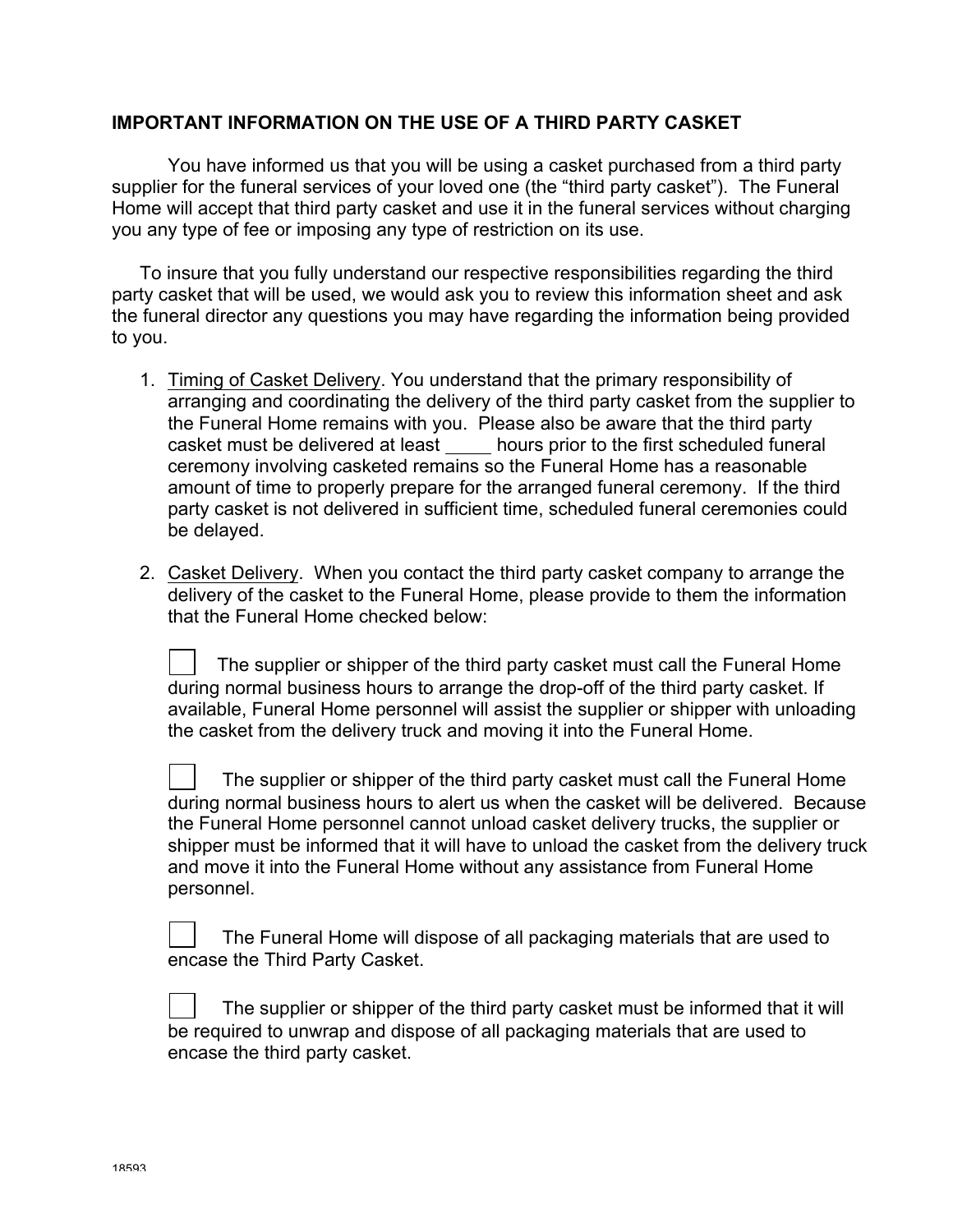## IMPORTANT INFORMATION ON THE USE OF A THIRD PARTY CASKET

You have informed us that you will be using a casket purchased from a third party supplier for the funeral services of your loved one (the "third party casket"). The Funeral Home will accept that third party casket and use it in the funeral services without charging you any type of fee or imposing any type of restriction on its use.

To insure that you fully understand our respective responsibilities regarding the third party casket that will be used, we would ask you to review this information sheet and ask the funeral director any questions you may have regarding the information being provided to you.

1. Timing of Casket Delivery. You understand that the primary responsibility of arranging and coordinating the delivery of the third party casket from the supplier to the Funeral Home remains with you. Please also be aware that the third party casket must be delivered at least _____ hours prior to the first scheduled funeral ceremony involving casketed remains so the Funeral Home has a reasonable amount of time to properly prepare for the arranged funeral ceremony. If the third party casket is not delivered in sufficient time, scheduled funeral ceremonies could be delayed.

2. Casket Delivery. When you contact the third party casket company to arrange the delivery of the casket to the Funeral Home, please provide to them the information that the Funeral Home checked below:

   ☐ The supplier or shipper of the third party casket must call the Funeral Home during normal business hours to arrange the drop-off of the third party casket. If available, Funeral Home personnel will assist the supplier or shipper with unloading the casket from the delivery truck and moving it into the Funeral Home.

   ☐ The supplier or shipper of the third party casket must call the Funeral Home during normal business hours to alert us when the casket will be delivered. Because the Funeral Home personnel cannot unload casket delivery trucks, the supplier or shipper must be informed that it will have to unload the casket from the delivery truck and move it into the Funeral Home without any assistance from Funeral Home personnel.

   ☐ The Funeral Home will dispose of all packaging materials that are used to encase the Third Party Casket.

   ☐ The supplier or shipper of the third party casket must be informed that it will be required to unwrap and dispose of all packaging materials that are used to encase the third party casket.

18593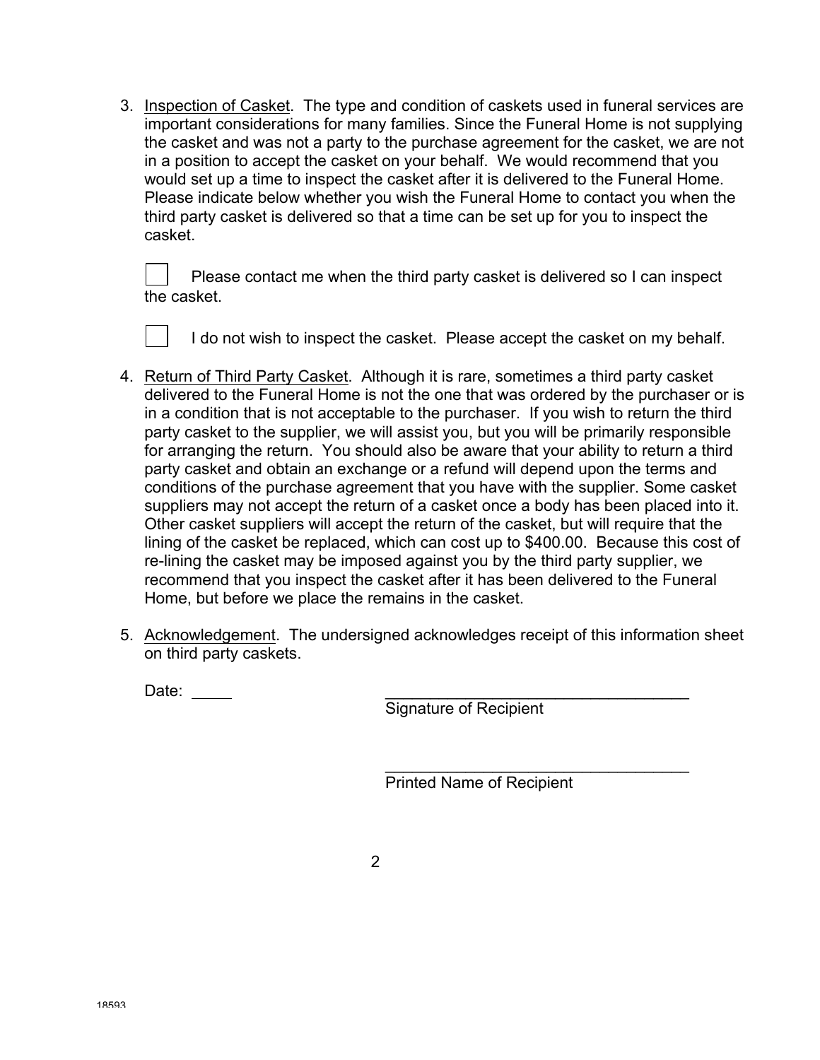3. <u>Inspection of Casket</u>. The type and condition of caskets used in funeral services are important considerations for many families. Since the Funeral Home is not supplying the casket and was not a party to the purchase agreement for the casket, we are not in a position to accept the casket on your behalf. We would recommend that you would set up a time to inspect the casket after it is delivered to the Funeral Home. Please indicate below whether you wish the Funeral Home to contact you when the third party casket is delivered so that a time can be set up for you to inspect the casket.

   ☐ Please contact me when the third party casket is delivered so I can inspect the casket.

   ☐ I do not wish to inspect the casket. Please accept the casket on my behalf.

4. <u>Return of Third Party Casket</u>. Although it is rare, sometimes a third party casket delivered to the Funeral Home is not the one that was ordered by the purchaser or is in a condition that is not acceptable to the purchaser. If you wish to return the third party casket to the supplier, we will assist you, but you will be primarily responsible for arranging the return. You should also be aware that your ability to return a third party casket and obtain an exchange or a refund will depend upon the terms and conditions of the purchase agreement that you have with the supplier. Some casket suppliers may not accept the return of a casket once a body has been placed into it. Other casket suppliers will accept the return of the casket, but will require that the lining of the casket be replaced, which can cost up to $400.00. Because this cost of re-lining the casket may be imposed against you by the third party supplier, we recommend that you inspect the casket after it has been delivered to the Funeral Home, but before we place the remains in the casket.

5. <u>Acknowledgement</u>. The undersigned acknowledges receipt of this information sheet on third party caskets.

   Date: _____

   ___________________________________
   Signature of Recipient

   ___________________________________
   Printed Name of Recipient

18593